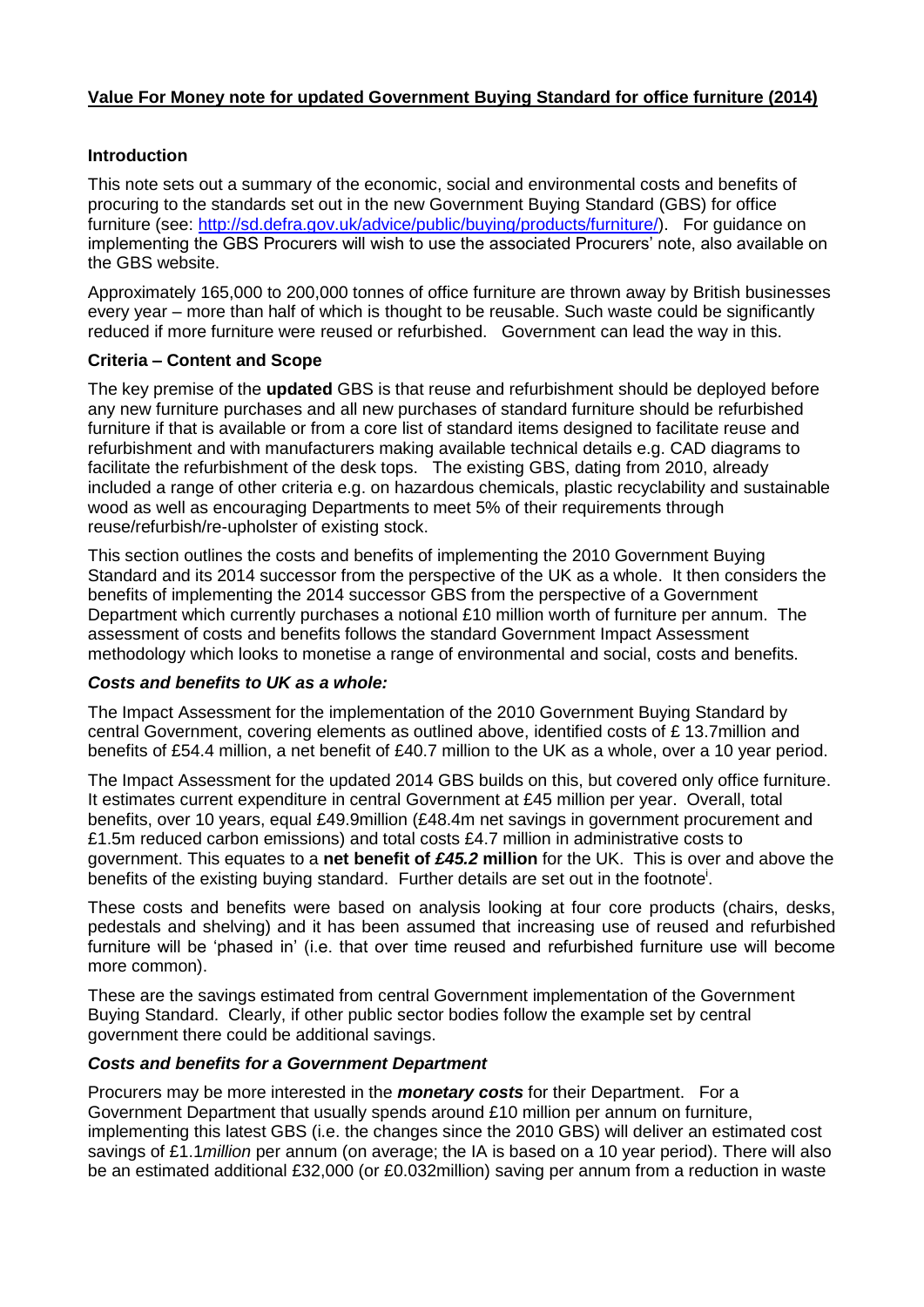**Value For Money note for updated Government Buying Standard for office furniture (2014)**

### Introduction

This note sets out a summary of the economic, social and environmental costs and benefits of procuring to the standards set out in the new Government Buying Standard (GBS) for office furniture (see: http://sd.defra.gov.uk/advice/public/buying/products/furniture/). For guidance on implementing the GBS Procurers will wish to use the associated Procurers' note, also available on the GBS website.

Approximately 165,000 to 200,000 tonnes of office furniture are thrown away by British businesses every year – more than half of which is thought to be reusable. Such waste could be significantly reduced if more furniture were reused or refurbished. Government can lead the way in this.

### Criteria – Content and Scope

The key premise of the **updated** GBS is that reuse and refurbishment should be deployed before any new furniture purchases and all new purchases of standard furniture should be refurbished furniture if that is available or from a core list of standard items designed to facilitate reuse and refurbishment and with manufacturers making available technical details e.g. CAD diagrams to facilitate the refurbishment of the desk tops. The existing GBS, dating from 2010, already included a range of other criteria e.g. on hazardous chemicals, plastic recyclability and sustainable wood as well as encouraging Departments to meet 5% of their requirements through reuse/refurbish/re-upholster of existing stock.

This section outlines the costs and benefits of implementing the 2010 Government Buying Standard and its 2014 successor from the perspective of the UK as a whole. It then considers the benefits of implementing the 2014 successor GBS from the perspective of a Government Department which currently purchases a notional £10 million worth of furniture per annum. The assessment of costs and benefits follows the standard Government Impact Assessment methodology which looks to monetise a range of environmental and social, costs and benefits.

#### *Costs and benefits to UK as a whole:*

The Impact Assessment for the implementation of the 2010 Government Buying Standard by central Government, covering elements as outlined above, identified costs of £ 13.7million and benefits of £54.4 million, a net benefit of £40.7 million to the UK as a whole, over a 10 year period.

The Impact Assessment for the updated 2014 GBS builds on this, but covered only office furniture. It estimates current expenditure in central Government at £45 million per year. Overall, total benefits, over 10 years, equal £49.9million (£48.4m net savings in government procurement and £1.5m reduced carbon emissions) and total costs £4.7 million in administrative costs to government. This equates to a **net benefit of *£45.2* million** for the UK. This is over and above the benefits of the existing buying standard. Further details are set out in the footnote[i].

These costs and benefits were based on analysis looking at four core products (chairs, desks, pedestals and shelving) and it has been assumed that increasing use of reused and refurbished furniture will be 'phased in' (i.e. that over time reused and refurbished furniture use will become more common).

These are the savings estimated from central Government implementation of the Government Buying Standard. Clearly, if other public sector bodies follow the example set by central government there could be additional savings.

#### *Costs and benefits for a Government Department*

Procurers may be more interested in the ***monetary costs*** for their Department. For a Government Department that usually spends around £10 million per annum on furniture, implementing this latest GBS (i.e. the changes since the 2010 GBS) will deliver an estimated cost savings of £1.1*million* per annum (on average; the IA is based on a 10 year period). There will also be an estimated additional £32,000 (or £0.032million) saving per annum from a reduction in waste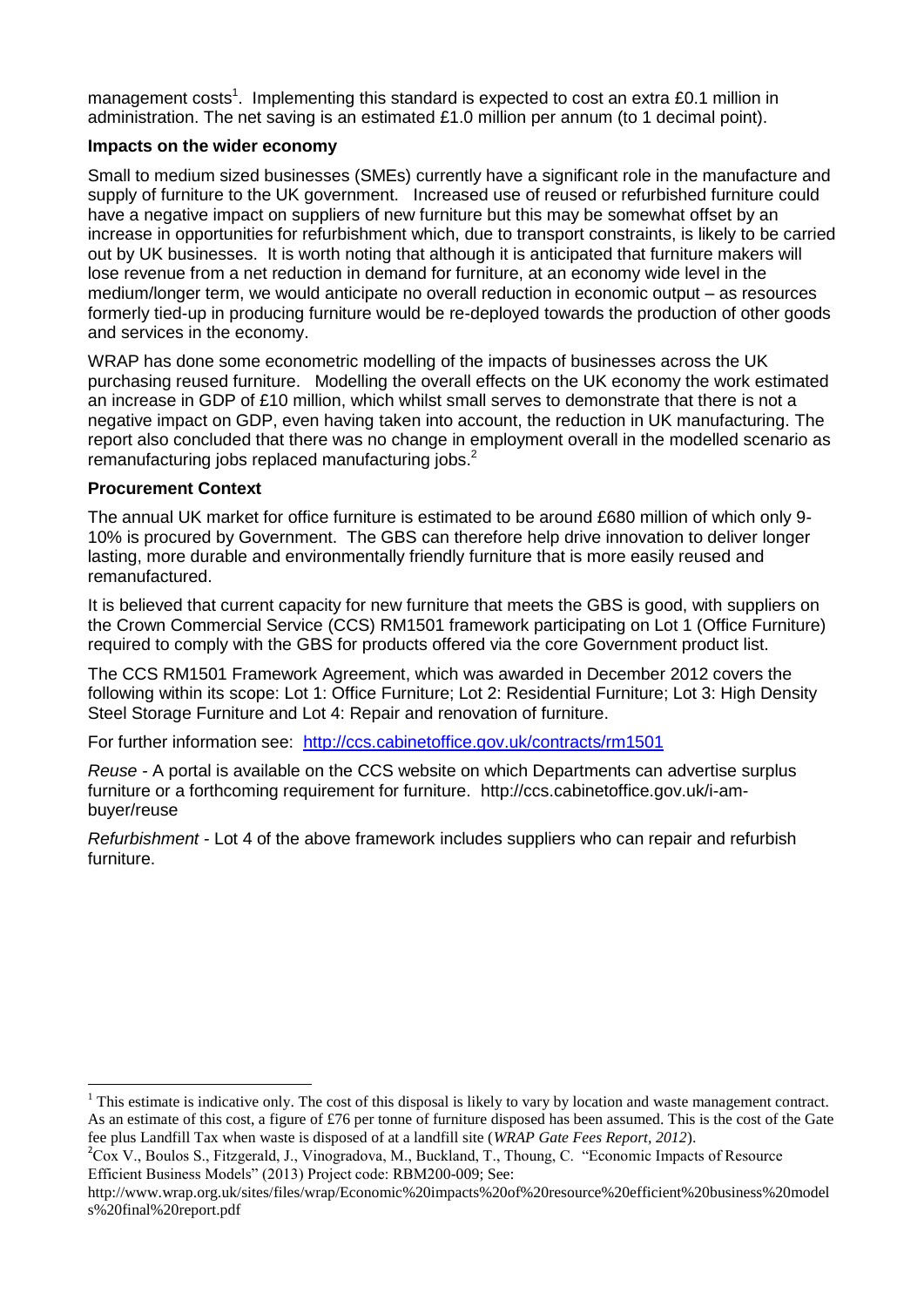management costs[1]. Implementing this standard is expected to cost an extra £0.1 million in administration. The net saving is an estimated £1.0 million per annum (to 1 decimal point).

**Impacts on the wider economy**

Small to medium sized businesses (SMEs) currently have a significant role in the manufacture and supply of furniture to the UK government. Increased use of reused or refurbished furniture could have a negative impact on suppliers of new furniture but this may be somewhat offset by an increase in opportunities for refurbishment which, due to transport constraints, is likely to be carried out by UK businesses. It is worth noting that although it is anticipated that furniture makers will lose revenue from a net reduction in demand for furniture, at an economy wide level in the medium/longer term, we would anticipate no overall reduction in economic output – as resources formerly tied-up in producing furniture would be re-deployed towards the production of other goods and services in the economy.

WRAP has done some econometric modelling of the impacts of businesses across the UK purchasing reused furniture. Modelling the overall effects on the UK economy the work estimated an increase in GDP of £10 million, which whilst small serves to demonstrate that there is not a negative impact on GDP, even having taken into account, the reduction in UK manufacturing. The report also concluded that there was no change in employment overall in the modelled scenario as remanufacturing jobs replaced manufacturing jobs.[2]

**Procurement Context**

The annual UK market for office furniture is estimated to be around £680 million of which only 9-10% is procured by Government. The GBS can therefore help drive innovation to deliver longer lasting, more durable and environmentally friendly furniture that is more easily reused and remanufactured.

It is believed that current capacity for new furniture that meets the GBS is good, with suppliers on the Crown Commercial Service (CCS) RM1501 framework participating on Lot 1 (Office Furniture) required to comply with the GBS for products offered via the core Government product list.

The CCS RM1501 Framework Agreement, which was awarded in December 2012 covers the following within its scope: Lot 1: Office Furniture; Lot 2: Residential Furniture; Lot 3: High Density Steel Storage Furniture and Lot 4: Repair and renovation of furniture.

For further information see: [http://ccs.cabinetoffice.gov.uk/contracts/rm1501](http://ccs.cabinetoffice.gov.uk/contracts/rm1501)

*Reuse* - A portal is available on the CCS website on which Departments can advertise surplus furniture or a forthcoming requirement for furniture. http://ccs.cabinetoffice.gov.uk/i-am-buyer/reuse

*Refurbishment* - Lot 4 of the above framework includes suppliers who can repair and refurbish furniture.

---

[1] This estimate is indicative only. The cost of this disposal is likely to vary by location and waste management contract. As an estimate of this cost, a figure of £76 per tonne of furniture disposed has been assumed. This is the cost of the Gate fee plus Landfill Tax when waste is disposed of at a landfill site (*WRAP Gate Fees Report, 2012*).

[2] Cox V., Boulos S., Fitzgerald, J., Vinogradova, M., Buckland, T., Thoung, C. "Economic Impacts of Resource Efficient Business Models" (2013) Project code: RBM200-009; See: http://www.wrap.org.uk/sites/files/wrap/Economic%20impacts%20of%20resource%20efficient%20business%20models%20final%20report.pdf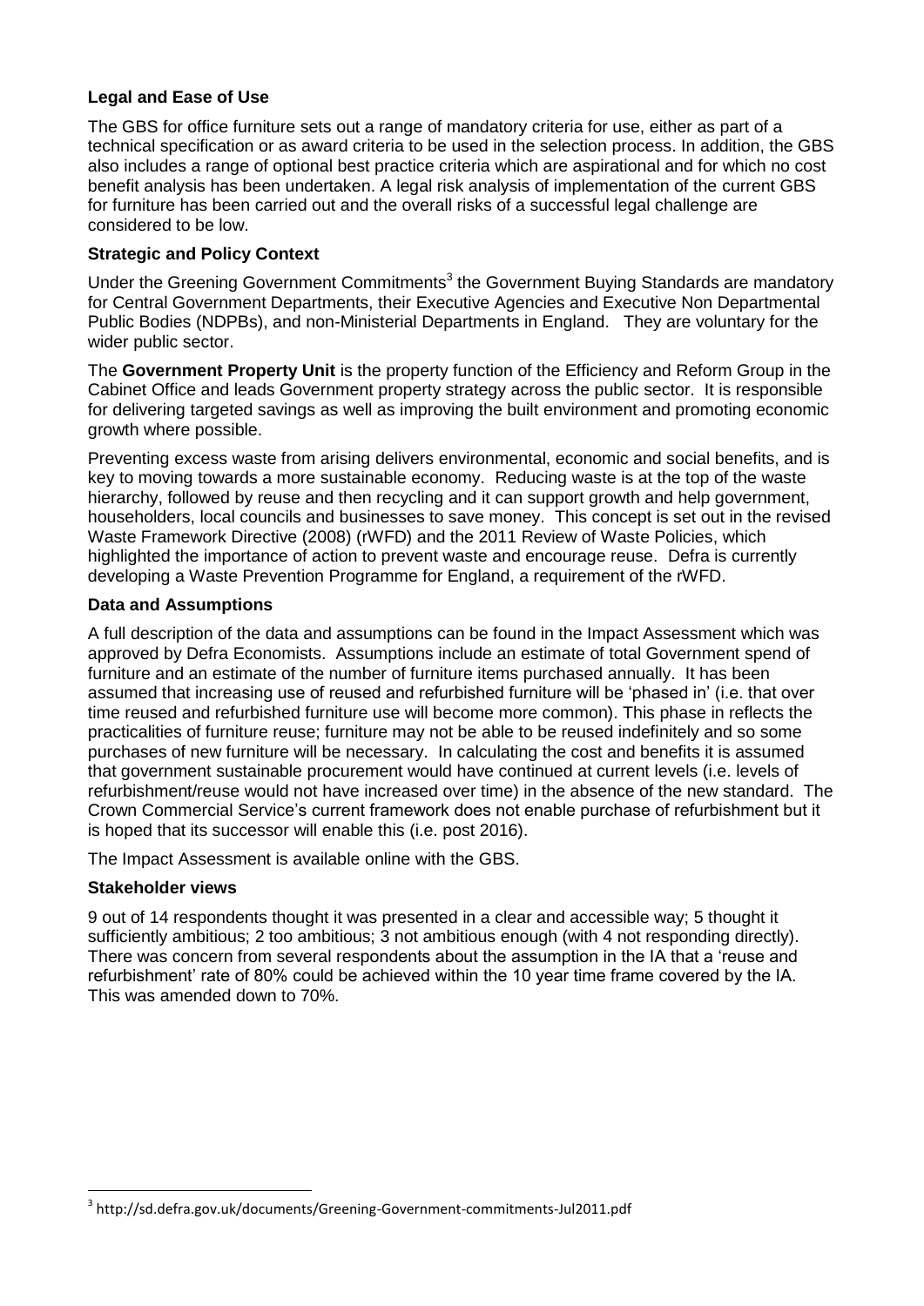### Legal and Ease of Use

The GBS for office furniture sets out a range of mandatory criteria for use, either as part of a technical specification or as award criteria to be used in the selection process. In addition, the GBS also includes a range of optional best practice criteria which are aspirational and for which no cost benefit analysis has been undertaken. A legal risk analysis of implementation of the current GBS for furniture has been carried out and the overall risks of a successful legal challenge are considered to be low.

### Strategic and Policy Context

Under the Greening Government Commitments[3] the Government Buying Standards are mandatory for Central Government Departments, their Executive Agencies and Executive Non Departmental Public Bodies (NDPBs), and non-Ministerial Departments in England. They are voluntary for the wider public sector.

The **Government Property Unit** is the property function of the Efficiency and Reform Group in the Cabinet Office and leads Government property strategy across the public sector. It is responsible for delivering targeted savings as well as improving the built environment and promoting economic growth where possible.

Preventing excess waste from arising delivers environmental, economic and social benefits, and is key to moving towards a more sustainable economy. Reducing waste is at the top of the waste hierarchy, followed by reuse and then recycling and it can support growth and help government, householders, local councils and businesses to save money. This concept is set out in the revised Waste Framework Directive (2008) (rWFD) and the 2011 Review of Waste Policies, which highlighted the importance of action to prevent waste and encourage reuse. Defra is currently developing a Waste Prevention Programme for England, a requirement of the rWFD.

### Data and Assumptions

A full description of the data and assumptions can be found in the Impact Assessment which was approved by Defra Economists. Assumptions include an estimate of total Government spend of furniture and an estimate of the number of furniture items purchased annually. It has been assumed that increasing use of reused and refurbished furniture will be 'phased in' (i.e. that over time reused and refurbished furniture use will become more common). This phase in reflects the practicalities of furniture reuse; furniture may not be able to be reused indefinitely and so some purchases of new furniture will be necessary. In calculating the cost and benefits it is assumed that government sustainable procurement would have continued at current levels (i.e. levels of refurbishment/reuse would not have increased over time) in the absence of the new standard. The Crown Commercial Service's current framework does not enable purchase of refurbishment but it is hoped that its successor will enable this (i.e. post 2016).

The Impact Assessment is available online with the GBS.

### Stakeholder views

9 out of 14 respondents thought it was presented in a clear and accessible way; 5 thought it sufficiently ambitious; 2 too ambitious; 3 not ambitious enough (with 4 not responding directly). There was concern from several respondents about the assumption in the IA that a 'reuse and refurbishment' rate of 80% could be achieved within the 10 year time frame covered by the IA. This was amended down to 70%.

[3] http://sd.defra.gov.uk/documents/Greening-Government-commitments-Jul2011.pdf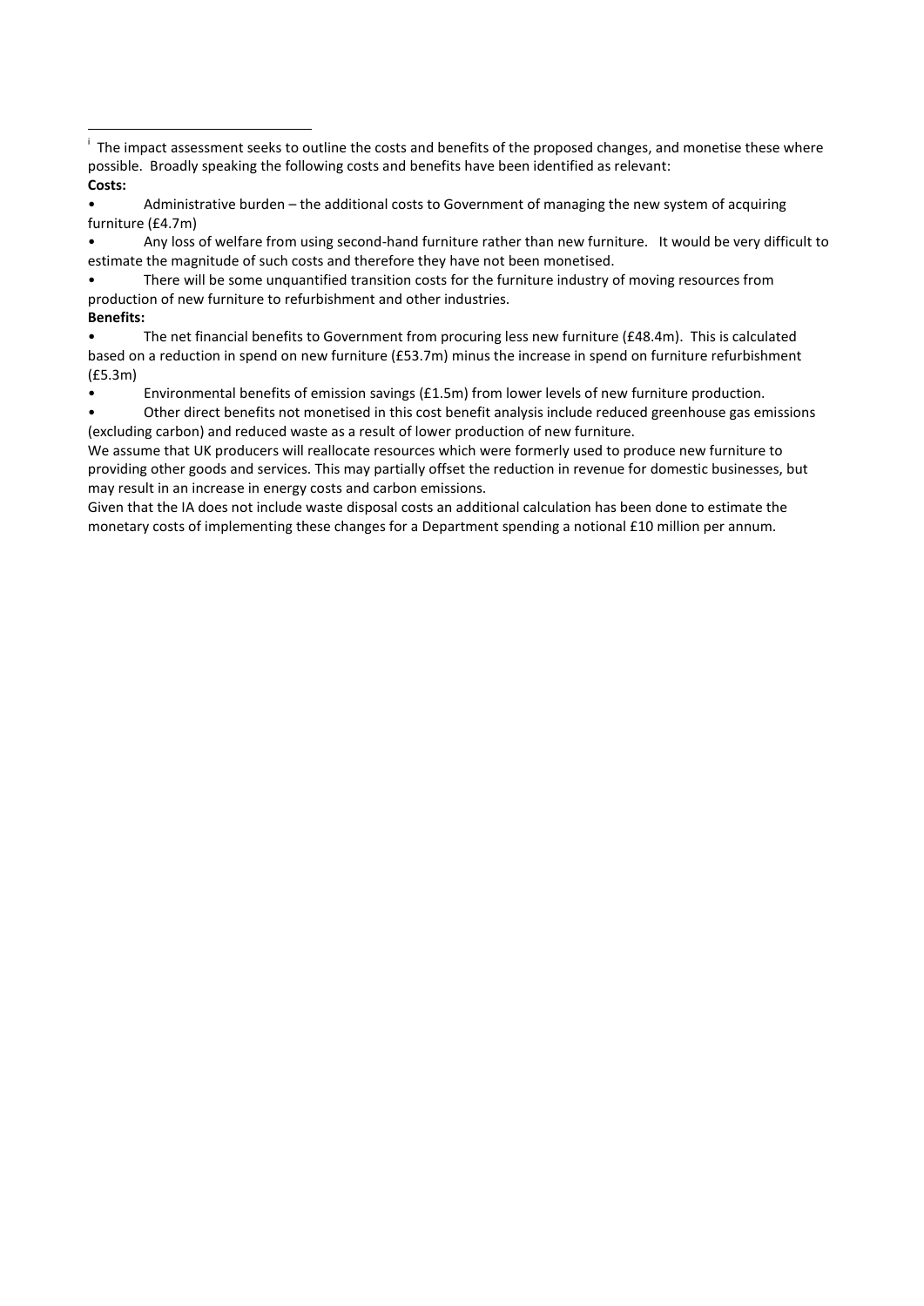[i] The impact assessment seeks to outline the costs and benefits of the proposed changes, and monetise these where possible. Broadly speaking the following costs and benefits have been identified as relevant:

**Costs:**

- Administrative burden – the additional costs to Government of managing the new system of acquiring furniture (£4.7m)
- Any loss of welfare from using second-hand furniture rather than new furniture. It would be very difficult to estimate the magnitude of such costs and therefore they have not been monetised.
- There will be some unquantified transition costs for the furniture industry of moving resources from production of new furniture to refurbishment and other industries.

**Benefits:**

- The net financial benefits to Government from procuring less new furniture (£48.4m). This is calculated based on a reduction in spend on new furniture (£53.7m) minus the increase in spend on furniture refurbishment (£5.3m)
- Environmental benefits of emission savings (£1.5m) from lower levels of new furniture production.
- Other direct benefits not monetised in this cost benefit analysis include reduced greenhouse gas emissions (excluding carbon) and reduced waste as a result of lower production of new furniture.

We assume that UK producers will reallocate resources which were formerly used to produce new furniture to providing other goods and services. This may partially offset the reduction in revenue for domestic businesses, but may result in an increase in energy costs and carbon emissions.

Given that the IA does not include waste disposal costs an additional calculation has been done to estimate the monetary costs of implementing these changes for a Department spending a notional £10 million per annum.